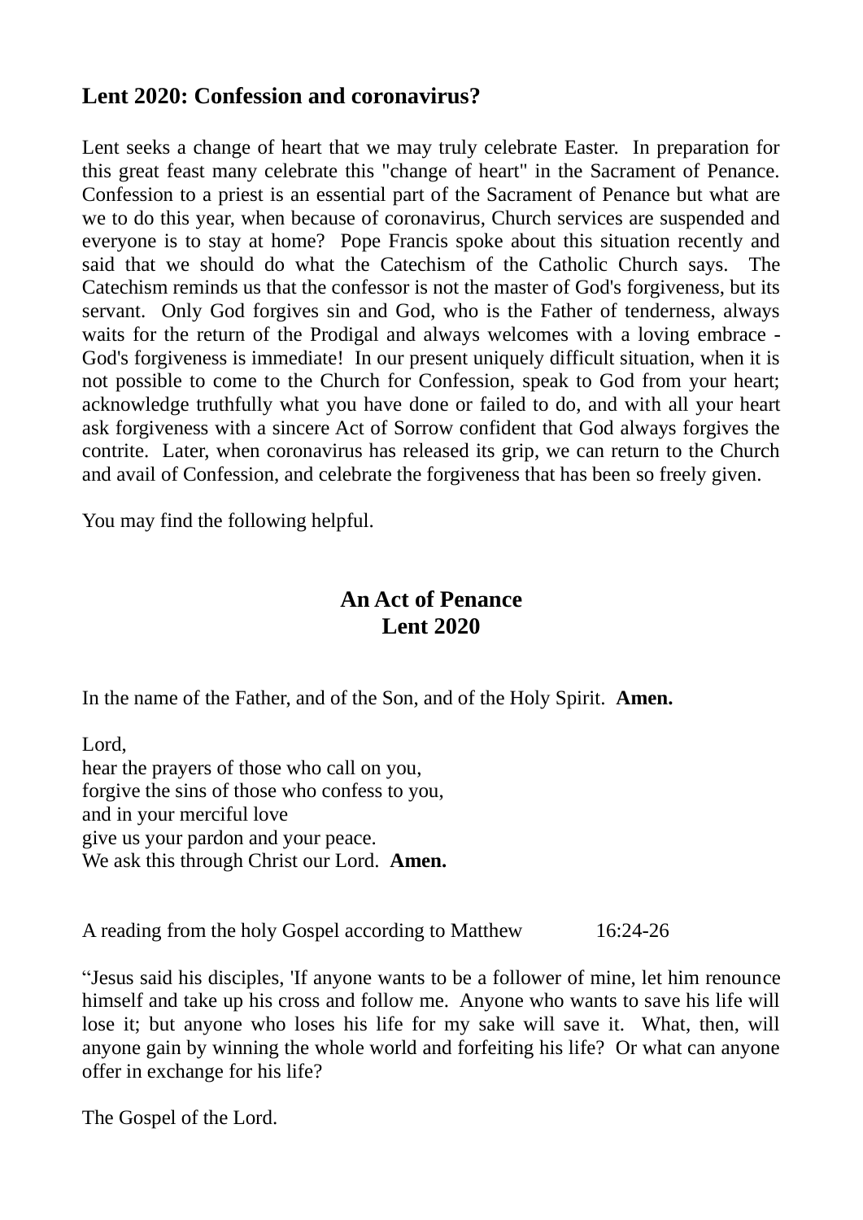## Lent 2020: Confession and coronavirus?

Lent seeks a change of heart that we may truly celebrate Easter. In preparation for this great feast many celebrate this "change of heart" in the Sacrament of Penance. Confession to a priest is an essential part of the Sacrament of Penance but what are we to do this year, when because of coronavirus, Church services are suspended and everyone is to stay at home? Pope Francis spoke about this situation recently and said that we should do what the Catechism of the Catholic Church says. The Catechism reminds us that the confessor is not the master of God's forgiveness, but its servant. Only God forgives sin and God, who is the Father of tenderness, always waits for the return of the Prodigal and always welcomes with a loving embrace - God's forgiveness is immediate! In our present uniquely difficult situation, when it is not possible to come to the Church for Confession, speak to God from your heart; acknowledge truthfully what you have done or failed to do, and with all your heart ask forgiveness with a sincere Act of Sorrow confident that God always forgives the contrite. Later, when coronavirus has released its grip, we can return to the Church and avail of Confession, and celebrate the forgiveness that has been so freely given.

You may find the following helpful.

### An Act of Penance
### Lent 2020

In the name of the Father, and of the Son, and of the Holy Spirit. **Amen.**

Lord,
hear the prayers of those who call on you,
forgive the sins of those who confess to you,
and in your merciful love
give us your pardon and your peace.
We ask this through Christ our Lord. **Amen.**

A reading from the holy Gospel according to Matthew 16:24-26

“Jesus said his disciples, 'If anyone wants to be a follower of mine, let him renounce himself and take up his cross and follow me. Anyone who wants to save his life will lose it; but anyone who loses his life for my sake will save it. What, then, will anyone gain by winning the whole world and forfeiting his life? Or what can anyone offer in exchange for his life?

The Gospel of the Lord.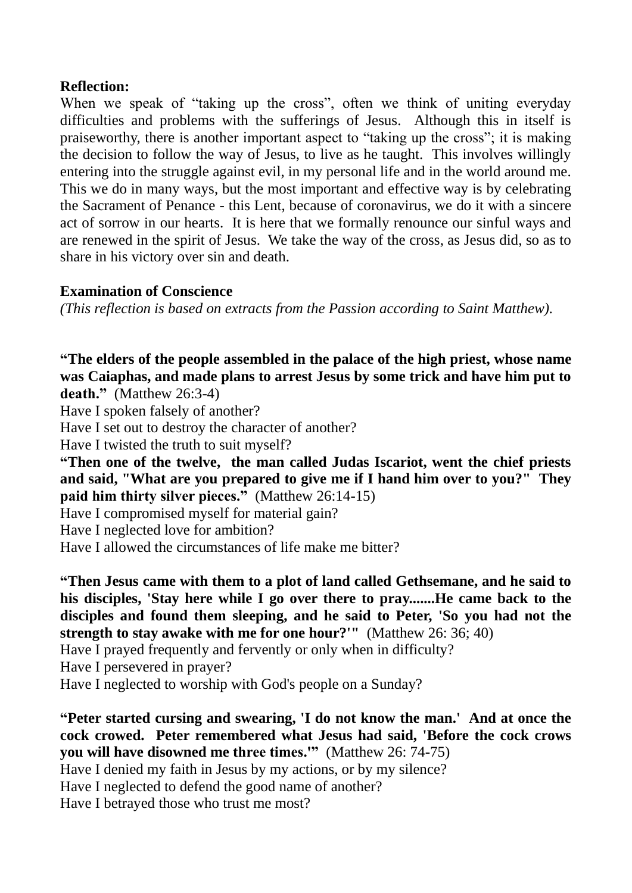**Reflection:**

When we speak of "taking up the cross", often we think of uniting everyday difficulties and problems with the sufferings of Jesus. Although this in itself is praiseworthy, there is another important aspect to "taking up the cross"; it is making the decision to follow the way of Jesus, to live as he taught. This involves willingly entering into the struggle against evil, in my personal life and in the world around me. This we do in many ways, but the most important and effective way is by celebrating the Sacrament of Penance - this Lent, because of coronavirus, we do it with a sincere act of sorrow in our hearts. It is here that we formally renounce our sinful ways and are renewed in the spirit of Jesus. We take the way of the cross, as Jesus did, so as to share in his victory over sin and death.

**Examination of Conscience**

*(This reflection is based on extracts from the Passion according to Saint Matthew).*

**"The elders of the people assembled in the palace of the high priest, whose name was Caiaphas, and made plans to arrest Jesus by some trick and have him put to death."** (Matthew 26:3-4)
Have I spoken falsely of another?
Have I set out to destroy the character of another?
Have I twisted the truth to suit myself?
**"Then one of the twelve, the man called Judas Iscariot, went the chief priests and said, "What are you prepared to give me if I hand him over to you?" They paid him thirty silver pieces."** (Matthew 26:14-15)
Have I compromised myself for material gain?
Have I neglected love for ambition?
Have I allowed the circumstances of life make me bitter?

**"Then Jesus came with them to a plot of land called Gethsemane, and he said to his disciples, 'Stay here while I go over there to pray.......He came back to the disciples and found them sleeping, and he said to Peter, 'So you had not the strength to stay awake with me for one hour?'"** (Matthew 26: 36; 40)
Have I prayed frequently and fervently or only when in difficulty?
Have I persevered in prayer?
Have I neglected to worship with God's people on a Sunday?

**"Peter started cursing and swearing, 'I do not know the man.' And at once the cock crowed. Peter remembered what Jesus had said, 'Before the cock crows you will have disowned me three times.'"** (Matthew 26: 74-75)
Have I denied my faith in Jesus by my actions, or by my silence?
Have I neglected to defend the good name of another?
Have I betrayed those who trust me most?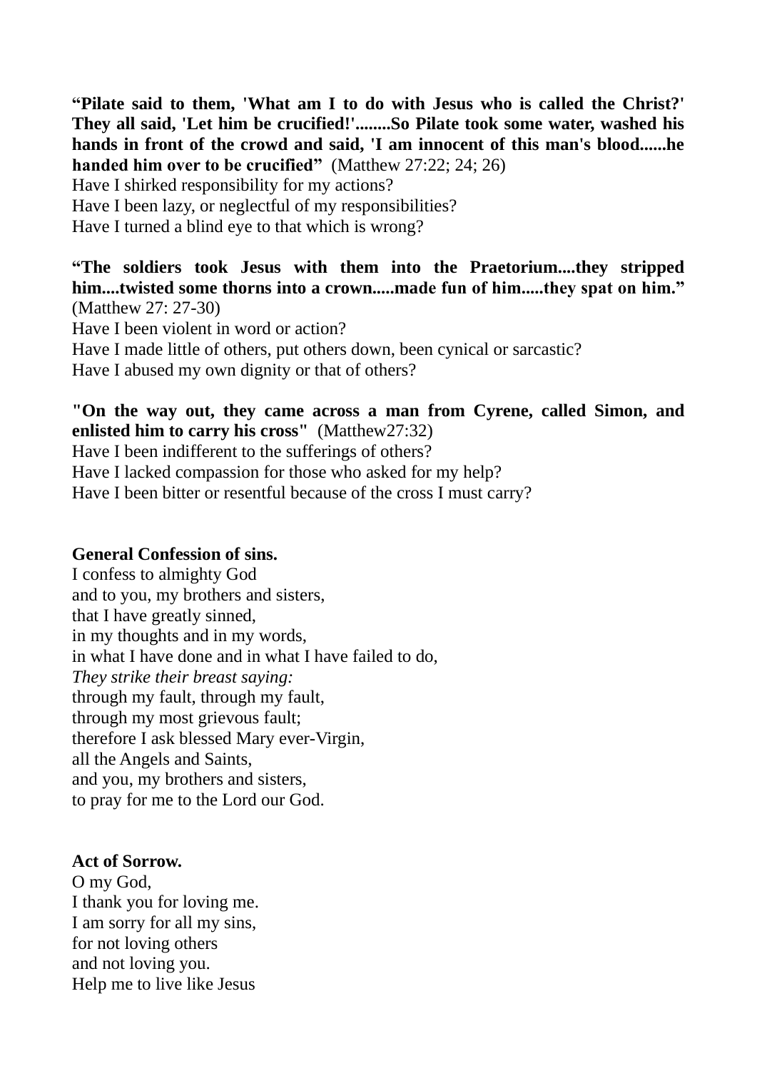**“Pilate said to them, 'What am I to do with Jesus who is called the Christ?' They all said, 'Let him be crucified!'........So Pilate took some water, washed his hands in front of the crowd and said, 'I am innocent of this man's blood......he handed him over to be crucified”** (Matthew 27:22; 24; 26)
Have I shirked responsibility for my actions?
Have I been lazy, or neglectful of my responsibilities?
Have I turned a blind eye to that which is wrong?

**“The soldiers took Jesus with them into the Praetorium....they stripped him....twisted some thorns into a crown.....made fun of him.....they spat on him.”** (Matthew 27: 27-30)
Have I been violent in word or action?
Have I made little of others, put others down, been cynical or sarcastic?
Have I abused my own dignity or that of others?

**"On the way out, they came across a man from Cyrene, called Simon, and enlisted him to carry his cross"** (Matthew27:32)
Have I been indifferent to the sufferings of others?
Have I lacked compassion for those who asked for my help?
Have I been bitter or resentful because of the cross I must carry?

**General Confession of sins.**
I confess to almighty God
and to you, my brothers and sisters,
that I have greatly sinned,
in my thoughts and in my words,
in what I have done and in what I have failed to do,
*They strike their breast saying:*
through my fault, through my fault,
through my most grievous fault;
therefore I ask blessed Mary ever-Virgin,
all the Angels and Saints,
and you, my brothers and sisters,
to pray for me to the Lord our God.

**Act of Sorrow.**
O my God,
I thank you for loving me.
I am sorry for all my sins,
for not loving others
and not loving you.
Help me to live like Jesus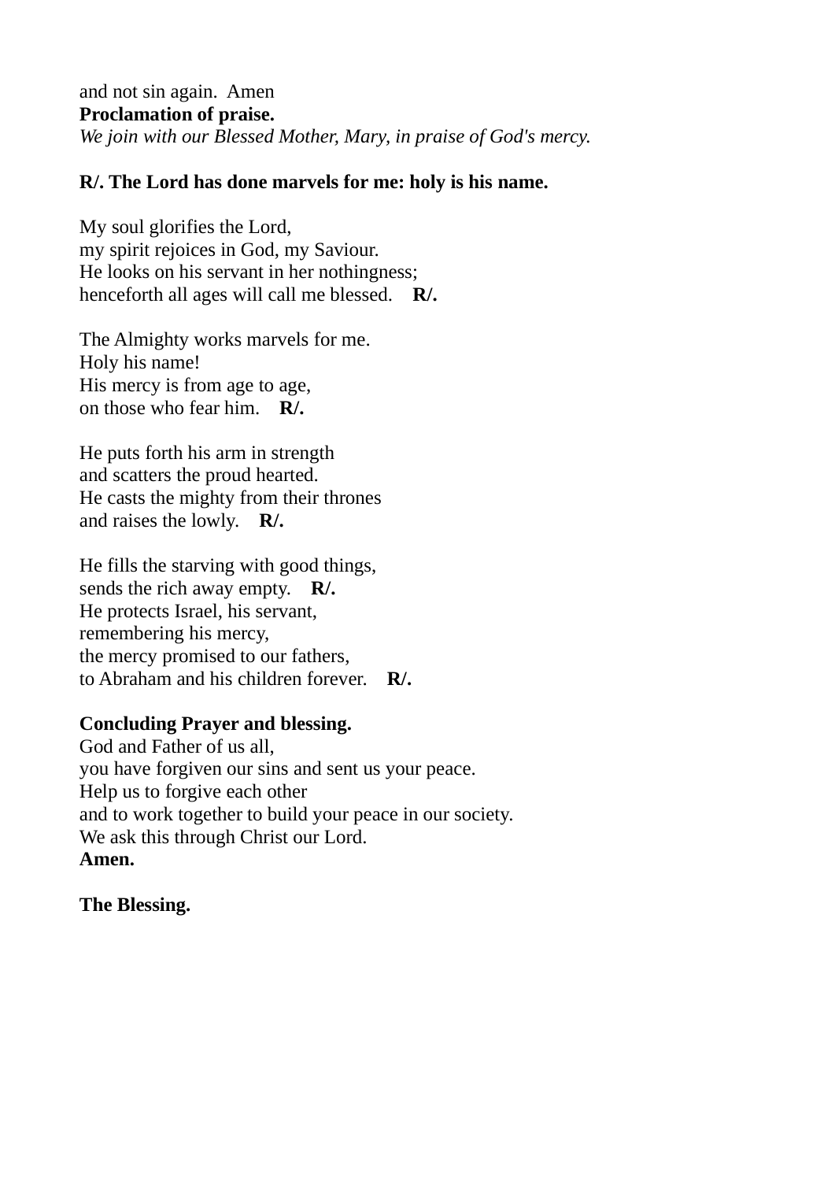and not sin again.  Amen
**Proclamation of praise.**
*We join with our Blessed Mother, Mary, in praise of God's mercy.*

**R/. The Lord has done marvels for me: holy is his name.**

My soul glorifies the Lord,
my spirit rejoices in God, my Saviour.
He looks on his servant in her nothingness;
henceforth all ages will call me blessed.    **R/.**

The Almighty works marvels for me.
Holy his name!
His mercy is from age to age,
on those who fear him.    **R/.**

He puts forth his arm in strength
and scatters the proud hearted.
He casts the mighty from their thrones
and raises the lowly.    **R/.**

He fills the starving with good things,
sends the rich away empty.    **R/.**
He protects Israel, his servant,
remembering his mercy,
the mercy promised to our fathers,
to Abraham and his children forever.    **R/.**

**Concluding Prayer and blessing.**
God and Father of us all,
you have forgiven our sins and sent us your peace.
Help us to forgive each other
and to work together to build your peace in our society.
We ask this through Christ our Lord.
**Amen.**

**The Blessing.**